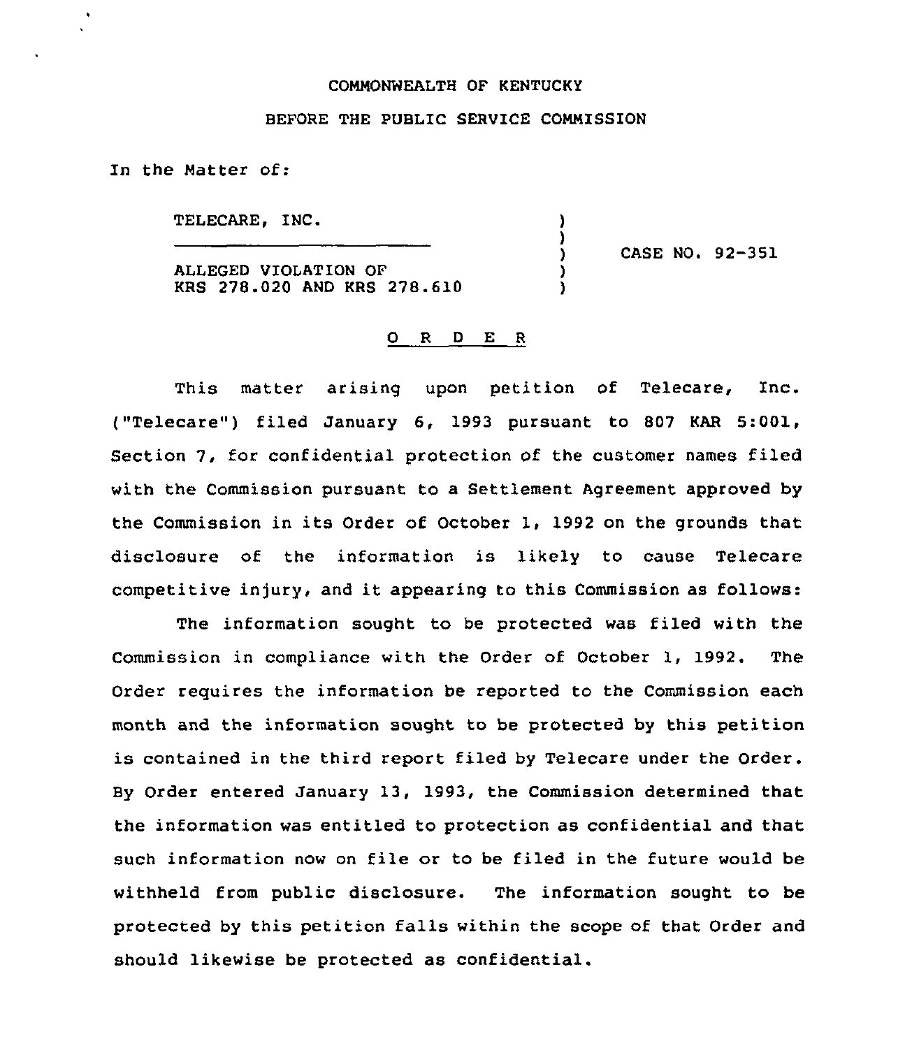COMMONWEALTH OF KENTUCKY

BEFORE THE PUBLIC SERVICE COMMISSION

In the Matter of:

TELECARE, INC. )
) CASE NO. 92-351
ALLEGED VIOLATION OF )
KRS 278.020 AND KRS 278.610 )

## O R D E R

This matter arising upon petition of Telecare, Inc. ("Telecare") filed January 6, 1993 pursuant to 807 KAR 5:001, Section 7, for confidential protection of the customer names filed with the Commission pursuant to a Settlement Agreement approved by the Commission in its Order of October 1, 1992 on the grounds that disclosure of the information is likely to cause Telecare competitive injury, and it appearing to this Commission as follows:

The information sought to be protected was filed with the Commission in compliance with the Order of October 1, 1992. The Order requires the information be reported to the Commission each month and the information sought to be protected by this petition is contained in the third report filed by Telecare under the Order. By Order entered January 13, 1993, the Commission determined that the information was entitled to protection as confidential and that such information now on file or to be filed in the future would be withheld from public disclosure. The information sought to be protected by this petition falls within the scope of that Order and should likewise be protected as confidential.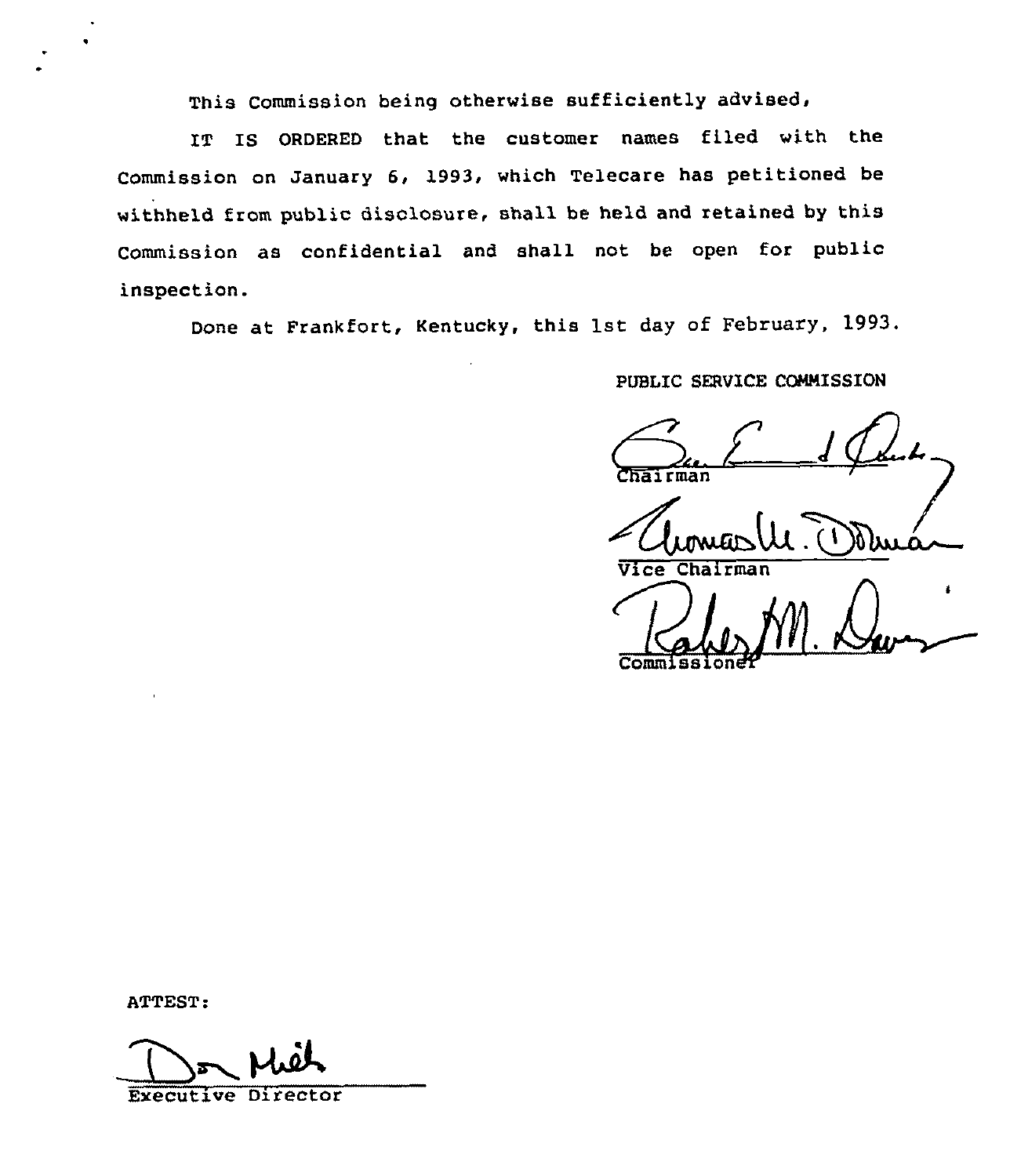This Commission being otherwise sufficiently advised,

IT IS ORDERED that the customer names filed with the Commission on January 6, 1993, which Telecare has petitioned be withheld from public disclosure, shall be held and retained by this Commission as confidential and shall not be open for public inspection.

Done at Frankfort, Kentucky, this 1st day of February, 1993.

PUBLIC SERVICE COMMISSION

Chairman

Vice Chairman

Commissioner

ATTEST:

Executive Director